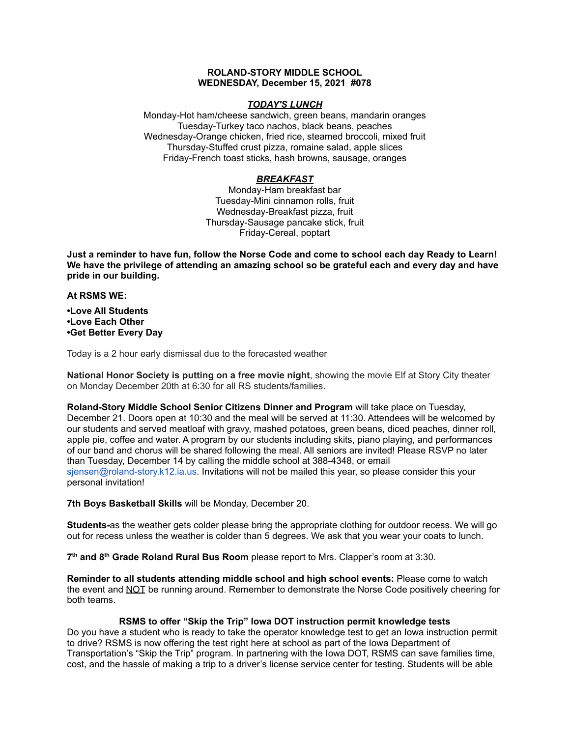**ROLAND-STORY MIDDLE SCHOOL**
**WEDNESDAY, December 15, 2021 #078**

***TODAY'S LUNCH***

Monday-Hot ham/cheese sandwich, green beans, mandarin oranges
Tuesday-Turkey taco nachos, black beans, peaches
Wednesday-Orange chicken, fried rice, steamed broccoli, mixed fruit
Thursday-Stuffed crust pizza, romaine salad, apple slices
Friday-French toast sticks, hash browns, sausage, oranges

***BREAKFAST***

Monday-Ham breakfast bar
Tuesday-Mini cinnamon rolls, fruit
Wednesday-Breakfast pizza, fruit
Thursday-Sausage pancake stick, fruit
Friday-Cereal, poptart

**Just a reminder to have fun, follow the Norse Code and come to school each day Ready to Learn! We have the privilege of attending an amazing school so be grateful each and every day and have pride in our building.**

**At RSMS WE:**

**•Love All Students**
**•Love Each Other**
**•Get Better Every Day**

Today is a 2 hour early dismissal due to the forecasted weather

**National Honor Society is putting on a free movie night**, showing the movie Elf at Story City theater on Monday December 20th at 6:30 for all RS students/families.

**Roland-Story Middle School Senior Citizens Dinner and Program** will take place on Tuesday, December 21. Doors open at 10:30 and the meal will be served at 11:30. Attendees will be welcomed by our students and served meatloaf with gravy, mashed potatoes, green beans, diced peaches, dinner roll, apple pie, coffee and water. A program by our students including skits, piano playing, and performances of our band and chorus will be shared following the meal. All seniors are invited! Please RSVP no later than Tuesday, December 14 by calling the middle school at 388-4348, or email sjensen@roland-story.k12.ia.us. Invitations will not be mailed this year, so please consider this your personal invitation!

**7th Boys Basketball Skills** will be Monday, December 20.

**Students-**as the weather gets colder please bring the appropriate clothing for outdoor recess. We will go out for recess unless the weather is colder than 5 degrees. We ask that you wear your coats to lunch.

**7th and 8th Grade Roland Rural Bus Room** please report to Mrs. Clapper's room at 3:30.

**Reminder to all students attending middle school and high school events:** Please come to watch the event and NOT be running around. Remember to demonstrate the Norse Code positively cheering for both teams.

**RSMS to offer "Skip the Trip" Iowa DOT instruction permit knowledge tests**

Do you have a student who is ready to take the operator knowledge test to get an Iowa instruction permit to drive? RSMS is now offering the test right here at school as part of the Iowa Department of Transportation's "Skip the Trip" program. In partnering with the Iowa DOT, RSMS can save families time, cost, and the hassle of making a trip to a driver's license service center for testing. Students will be able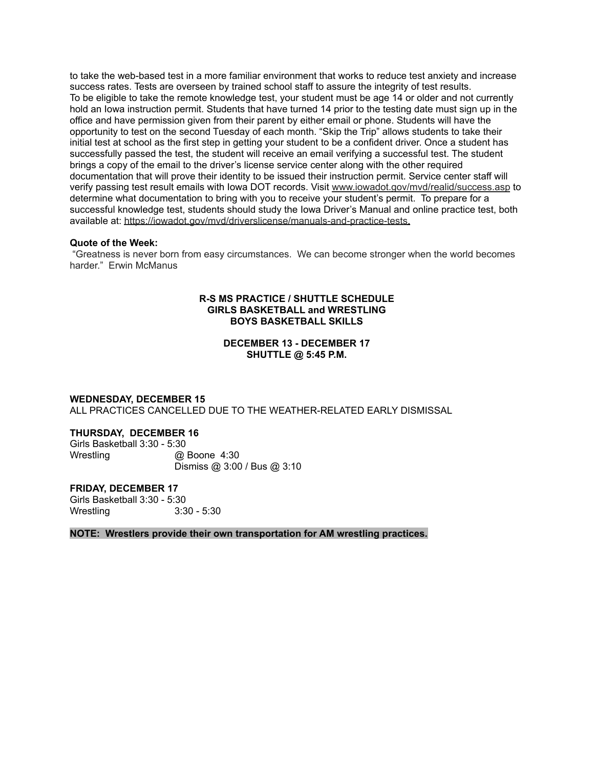to take the web-based test in a more familiar environment that works to reduce test anxiety and increase success rates. Tests are overseen by trained school staff to assure the integrity of test results.
To be eligible to take the remote knowledge test, your student must be age 14 or older and not currently hold an Iowa instruction permit. Students that have turned 14 prior to the testing date must sign up in the office and have permission given from their parent by either email or phone. Students will have the opportunity to test on the second Tuesday of each month. "Skip the Trip" allows students to take their initial test at school as the first step in getting your student to be a confident driver. Once a student has successfully passed the test, the student will receive an email verifying a successful test. The student brings a copy of the email to the driver's license service center along with the other required documentation that will prove their identity to be issued their instruction permit. Service center staff will verify passing test result emails with Iowa DOT records. Visit www.iowadot.gov/mvd/realid/success.asp to determine what documentation to bring with you to receive your student's permit. To prepare for a successful knowledge test, students should study the Iowa Driver's Manual and online practice test, both available at: https://iowadot.gov/mvd/driverslicense/manuals-and-practice-tests.

**Quote of the Week:**
"Greatness is never born from easy circumstances. We can become stronger when the world becomes harder." Erwin McManus

**R-S MS PRACTICE / SHUTTLE SCHEDULE**
**GIRLS BASKETBALL and WRESTLING**
**BOYS BASKETBALL SKILLS**

**DECEMBER 13 - DECEMBER 17**
**SHUTTLE @ 5:45 P.M.**

**WEDNESDAY, DECEMBER 15**
ALL PRACTICES CANCELLED DUE TO THE WEATHER-RELATED EARLY DISMISSAL

**THURSDAY, DECEMBER 16**
Girls Basketball 3:30 - 5:30
Wrestling @ Boone 4:30
Dismiss @ 3:00 / Bus @ 3:10

**FRIDAY, DECEMBER 17**
Girls Basketball 3:30 - 5:30
Wrestling 3:30 - 5:30

**NOTE: Wrestlers provide their own transportation for AM wrestling practices.**